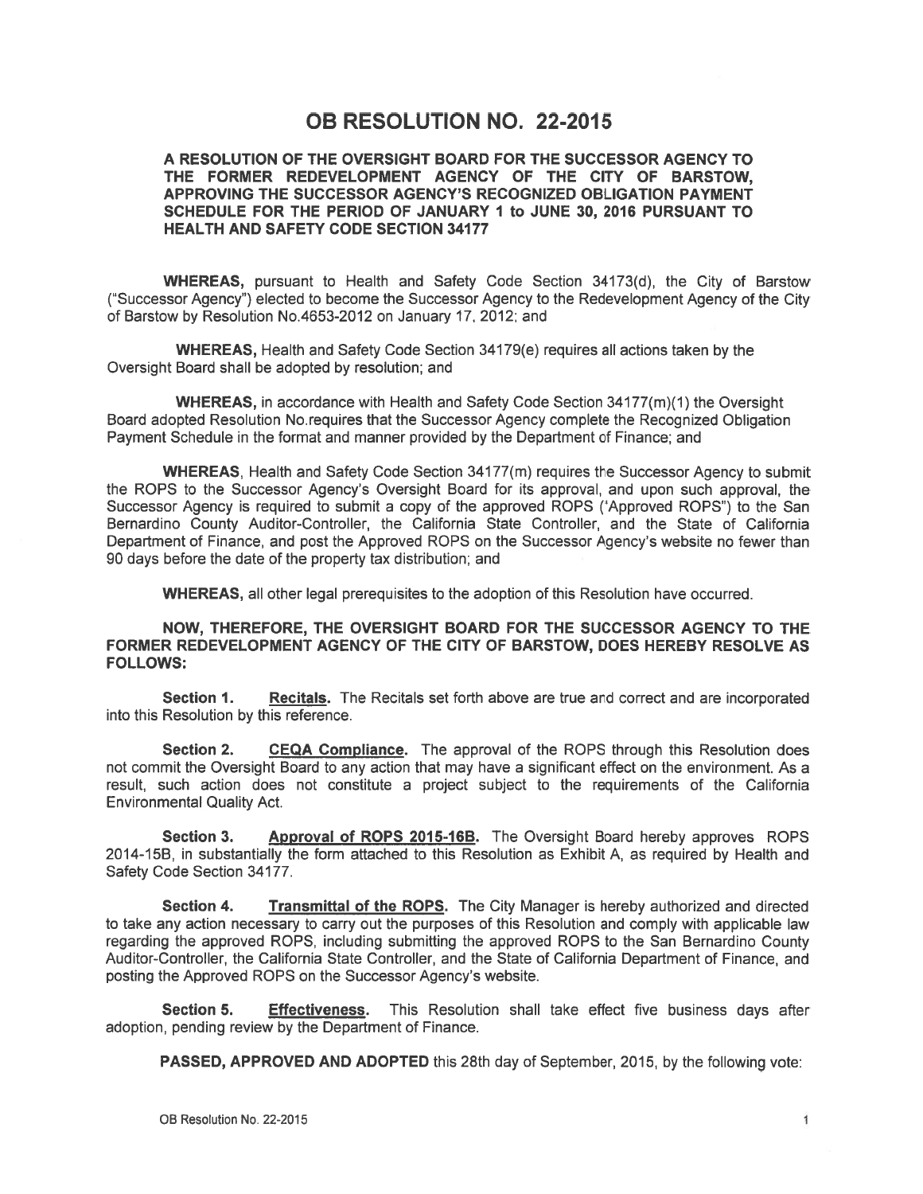# OB RESOLUTION NO. 22-2015

**A RESOLUTION OF THE OVERSIGHT BOARD FOR THE SUCCESSOR AGENCY TO THE FORMER REDEVELOPMENT AGENCY OF THE CITY OF BARSTOW, APPROVING THE SUCCESSOR AGENCY'S RECOGNIZED OBLIGATION PAYMENT SCHEDULE FOR THE PERIOD OF JANUARY 1 to JUNE 30, 2016 PURSUANT TO HEALTH AND SAFETY CODE SECTION 34177**

**WHEREAS,** pursuant to Health and Safety Code Section 34173(d), the City of Barstow ("Successor Agency") elected to become the Successor Agency to the Redevelopment Agency of the City of Barstow by Resolution No.4653-2012 on January 17, 2012; and

**WHEREAS,** Health and Safety Code Section 34179(e) requires all actions taken by the Oversight Board shall be adopted by resolution; and

**WHEREAS,** in accordance with Health and Safety Code Section 34177(m)(1) the Oversight Board adopted Resolution No.requires that the Successor Agency complete the Recognized Obligation Payment Schedule in the format and manner provided by the Department of Finance; and

**WHEREAS**, Health and Safety Code Section 34177(m) requires the Successor Agency to submit the ROPS to the Successor Agency's Oversight Board for its approval, and upon such approval, the Successor Agency is required to submit a copy of the approved ROPS ('Approved ROPS") to the San Bernardino County Auditor-Controller, the California State Controller, and the State of California Department of Finance, and post the Approved ROPS on the Successor Agency's website no fewer than 90 days before the date of the property tax distribution; and

**WHEREAS,** all other legal prerequisites to the adoption of this Resolution have occurred.

**NOW, THEREFORE, THE OVERSIGHT BOARD FOR THE SUCCESSOR AGENCY TO THE FORMER REDEVELOPMENT AGENCY OF THE CITY OF BARSTOW, DOES HEREBY RESOLVE AS FOLLOWS:**

**Section 1.** **Recitals.** The Recitals set forth above are true and correct and are incorporated into this Resolution by this reference.

**Section 2.** **CEQA Compliance.** The approval of the ROPS through this Resolution does not commit the Oversight Board to any action that may have a significant effect on the environment. As a result, such action does not constitute a project subject to the requirements of the California Environmental Quality Act.

**Section 3.** **Approval of ROPS 2015-16B.** The Oversight Board hereby approves ROPS 2014-15B, in substantially the form attached to this Resolution as Exhibit A, as required by Health and Safety Code Section 34177.

**Section 4.** **Transmittal of the ROPS.** The City Manager is hereby authorized and directed to take any action necessary to carry out the purposes of this Resolution and comply with applicable law regarding the approved ROPS, including submitting the approved ROPS to the San Bernardino County Auditor-Controller, the California State Controller, and the State of California Department of Finance, and posting the Approved ROPS on the Successor Agency's website.

**Section 5.** **Effectiveness.** This Resolution shall take effect five business days after adoption, pending review by the Department of Finance.

**PASSED, APPROVED AND ADOPTED** this 28th day of September, 2015, by the following vote: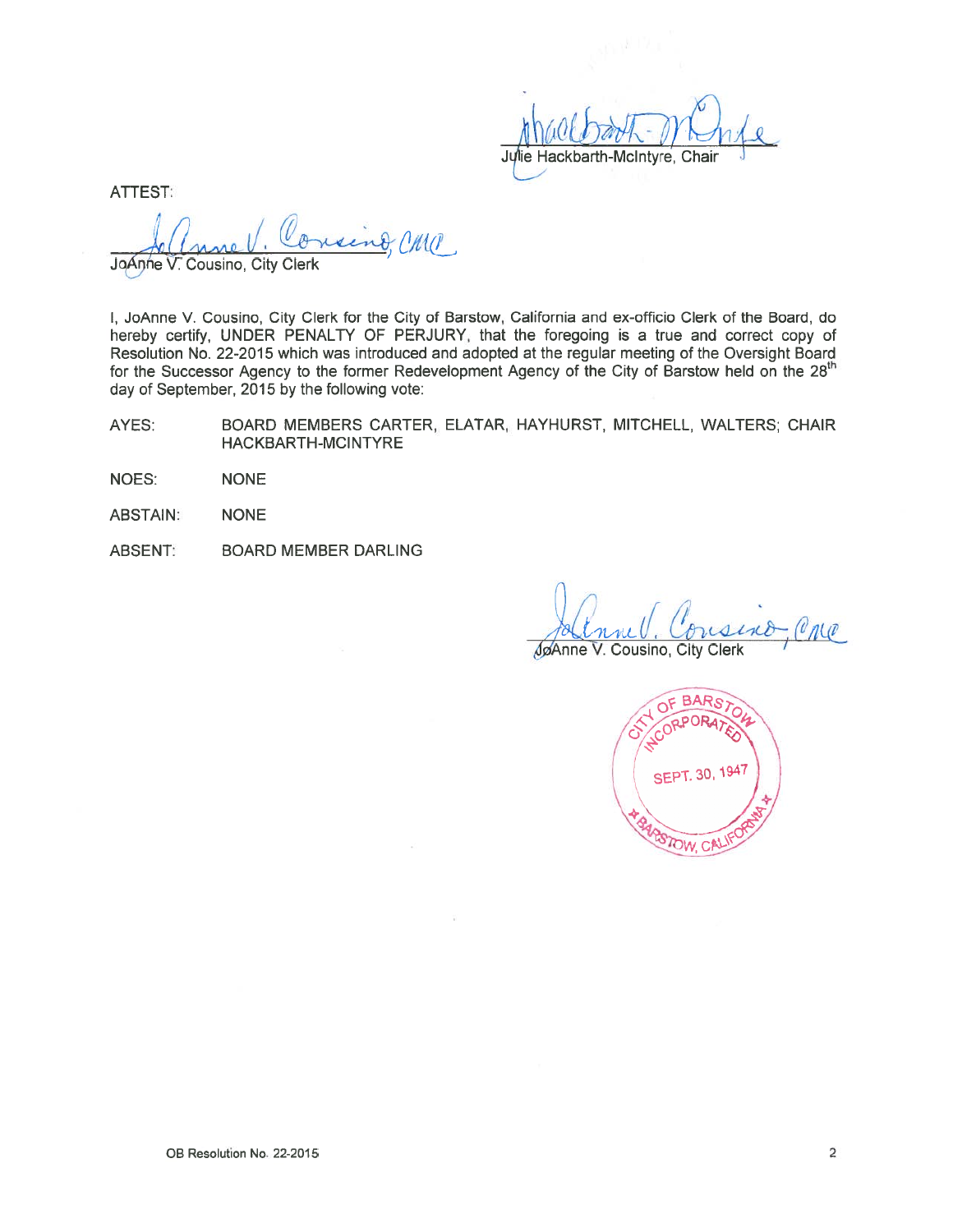Julie Hackbarth-McIntyre, Chair

ATTEST:

JoAnne V. Cousino, City Clerk

I, JoAnne V. Cousino, City Clerk for the City of Barstow, California and ex-officio Clerk of the Board, do hereby certify, UNDER PENALTY OF PERJURY, that the foregoing is a true and correct copy of Resolution No. 22-2015 which was introduced and adopted at the regular meeting of the Oversight Board for the Successor Agency to the former Redevelopment Agency of the City of Barstow held on the 28th day of September, 2015 by the following vote:

AYES: BOARD MEMBERS CARTER, ELATAR, HAYHURST, MITCHELL, WALTERS; CHAIR HACKBARTH-MCINTYRE

NOES: NONE

ABSTAIN: NONE

ABSENT: BOARD MEMBER DARLING

JoAnne V. Cousino, City Clerk

CITY OF BARSTOW INCORPORATED SEPT. 30, 1947 BARSTOW, CALIFORNIA

OB Resolution No. 22-2015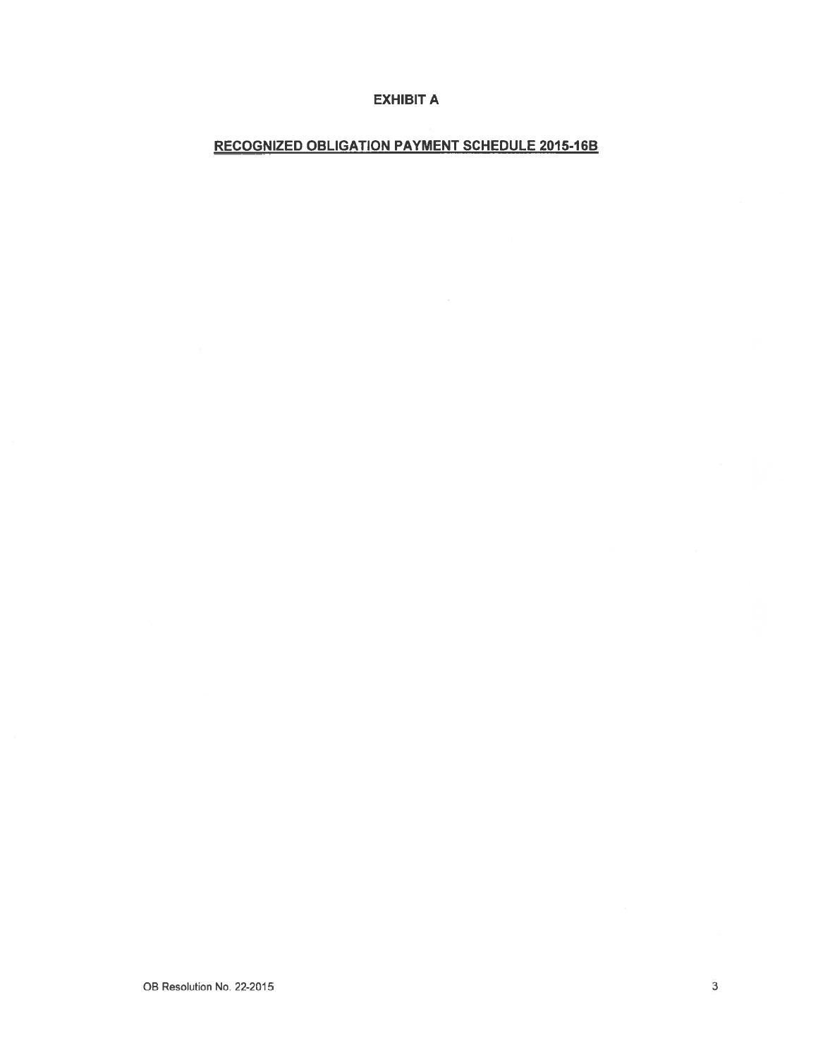**EXHIBIT A**

**RECOGNIZED OBLIGATION PAYMENT SCHEDULE 2015-16B**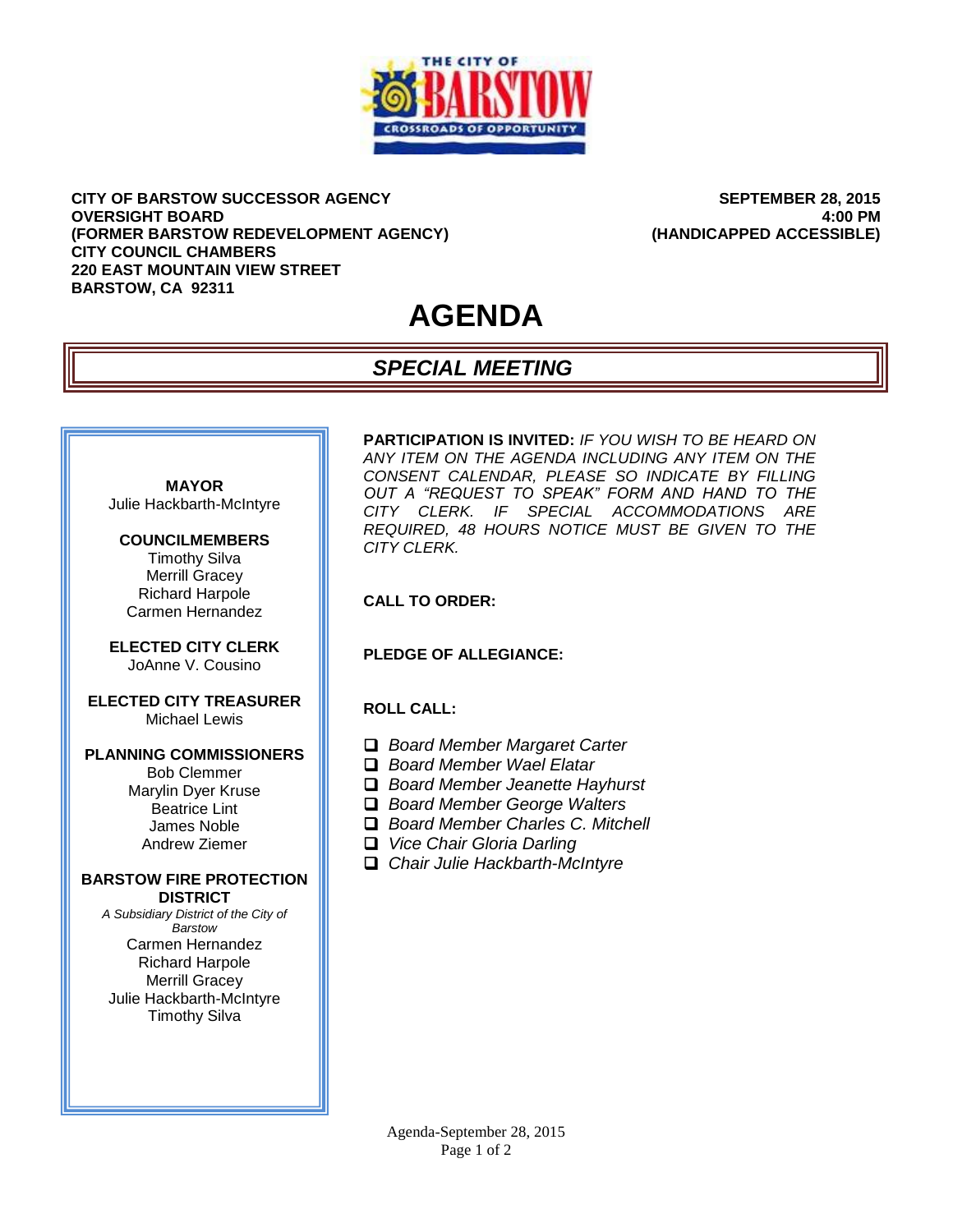**CITY OF BARSTOW SUCCESSOR AGENCY**
**OVERSIGHT BOARD**
**(FORMER BARSTOW REDEVELOPMENT AGENCY)**
**CITY COUNCIL CHAMBERS**
**220 EAST MOUNTAIN VIEW STREET**
**BARSTOW, CA 92311**

**SEPTEMBER 28, 2015**
**4:00 PM**
**(HANDICAPPED ACCESSIBLE)**

# AGENDA

## *SPECIAL MEETING*

**MAYOR**
Julie Hackbarth-McIntyre

**COUNCILMEMBERS**
Timothy Silva
Merrill Gracey
Richard Harpole
Carmen Hernandez

**ELECTED CITY CLERK**
JoAnne V. Cousino

**ELECTED CITY TREASURER**
Michael Lewis

**PLANNING COMMISSIONERS**
Bob Clemmer
Marylin Dyer Kruse
Beatrice Lint
James Noble
Andrew Ziemer

**BARSTOW FIRE PROTECTION DISTRICT**
*A Subsidiary District of the City of Barstow*
Carmen Hernandez
Richard Harpole
Merrill Gracey
Julie Hackbarth-McIntyre
Timothy Silva

**PARTICIPATION IS INVITED:** *IF YOU WISH TO BE HEARD ON ANY ITEM ON THE AGENDA INCLUDING ANY ITEM ON THE CONSENT CALENDAR, PLEASE SO INDICATE BY FILLING OUT A "REQUEST TO SPEAK" FORM AND HAND TO THE CITY CLERK. IF SPECIAL ACCOMMODATIONS ARE REQUIRED, 48 HOURS NOTICE MUST BE GIVEN TO THE CITY CLERK.*

**CALL TO ORDER:**

**PLEDGE OF ALLEGIANCE:**

**ROLL CALL:**

- ❑ *Board Member Margaret Carter*
- ❑ *Board Member Wael Elatar*
- ❑ *Board Member Jeanette Hayhurst*
- ❑ *Board Member George Walters*
- ❑ *Board Member Charles C. Mitchell*
- ❑ *Vice Chair Gloria Darling*
- ❑ *Chair Julie Hackbarth-McIntyre*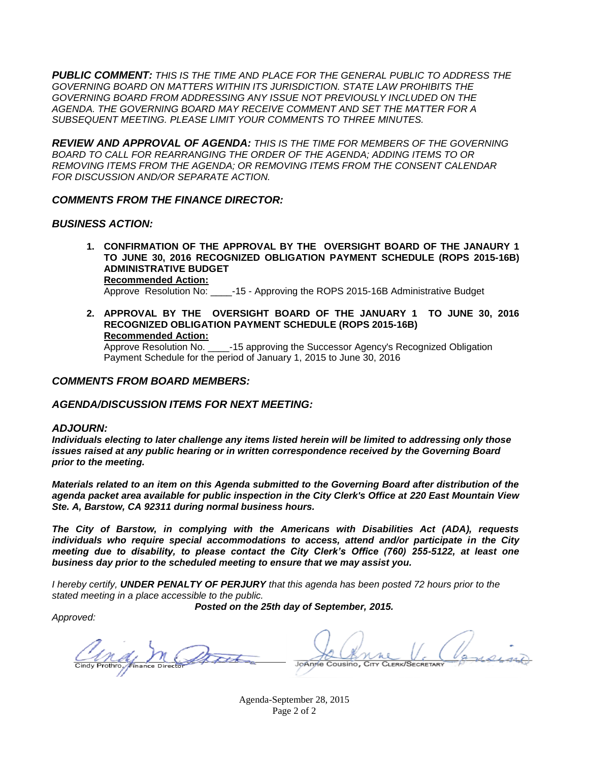***PUBLIC COMMENT:*** *THIS IS THE TIME AND PLACE FOR THE GENERAL PUBLIC TO ADDRESS THE GOVERNING BOARD ON MATTERS WITHIN ITS JURISDICTION. STATE LAW PROHIBITS THE GOVERNING BOARD FROM ADDRESSING ANY ISSUE NOT PREVIOUSLY INCLUDED ON THE AGENDA. THE GOVERNING BOARD MAY RECEIVE COMMENT AND SET THE MATTER FOR A SUBSEQUENT MEETING. PLEASE LIMIT YOUR COMMENTS TO THREE MINUTES.*

***REVIEW AND APPROVAL OF AGENDA:*** *THIS IS THE TIME FOR MEMBERS OF THE GOVERNING BOARD TO CALL FOR REARRANGING THE ORDER OF THE AGENDA; ADDING ITEMS TO OR REMOVING ITEMS FROM THE AGENDA; OR REMOVING ITEMS FROM THE CONSENT CALENDAR FOR DISCUSSION AND/OR SEPARATE ACTION.*

## *COMMENTS FROM THE FINANCE DIRECTOR:*

## *BUSINESS ACTION:*

1. **CONFIRMATION OF THE APPROVAL BY THE OVERSIGHT BOARD OF THE JANAURY 1 TO JUNE 30, 2016 RECOGNIZED OBLIGATION PAYMENT SCHEDULE (ROPS 2015-16B) ADMINISTRATIVE BUDGET**
   **Recommended Action:**
   Approve Resolution No: ____-15 - Approving the ROPS 2015-16B Administrative Budget

2. **APPROVAL BY THE OVERSIGHT BOARD OF THE JANUARY 1 TO JUNE 30, 2016 RECOGNIZED OBLIGATION PAYMENT SCHEDULE (ROPS 2015-16B)**
   **Recommended Action:**
   Approve Resolution No. ____-15 approving the Successor Agency's Recognized Obligation Payment Schedule for the period of January 1, 2015 to June 30, 2016

## *COMMENTS FROM BOARD MEMBERS:*

## *AGENDA/DISCUSSION ITEMS FOR NEXT MEETING:*

## *ADJOURN:*

***Individuals electing to later challenge any items listed herein will be limited to addressing only those issues raised at any public hearing or in written correspondence received by the Governing Board prior to the meeting.***

***Materials related to an item on this Agenda submitted to the Governing Board after distribution of the agenda packet area available for public inspection in the City Clerk's Office at 220 East Mountain View Ste. A, Barstow, CA 92311 during normal business hours.***

***The City of Barstow, in complying with the Americans with Disabilities Act (ADA), requests individuals who require special accommodations to access, attend and/or participate in the City meeting due to disability, to please contact the City Clerk's Office (760) 255-5122, at least one business day prior to the scheduled meeting to ensure that we may assist you.***

*I hereby certify,* ***UNDER PENALTY OF PERJURY*** *that this agenda has been posted 72 hours prior to the stated meeting in a place accessible to the public.*

***Posted on the 25th day of September, 2015.***

*Approved:*

Cindy Prothro, Finance Director

JoAnne Cousino, City Clerk/Secretary

Agenda-September 28, 2015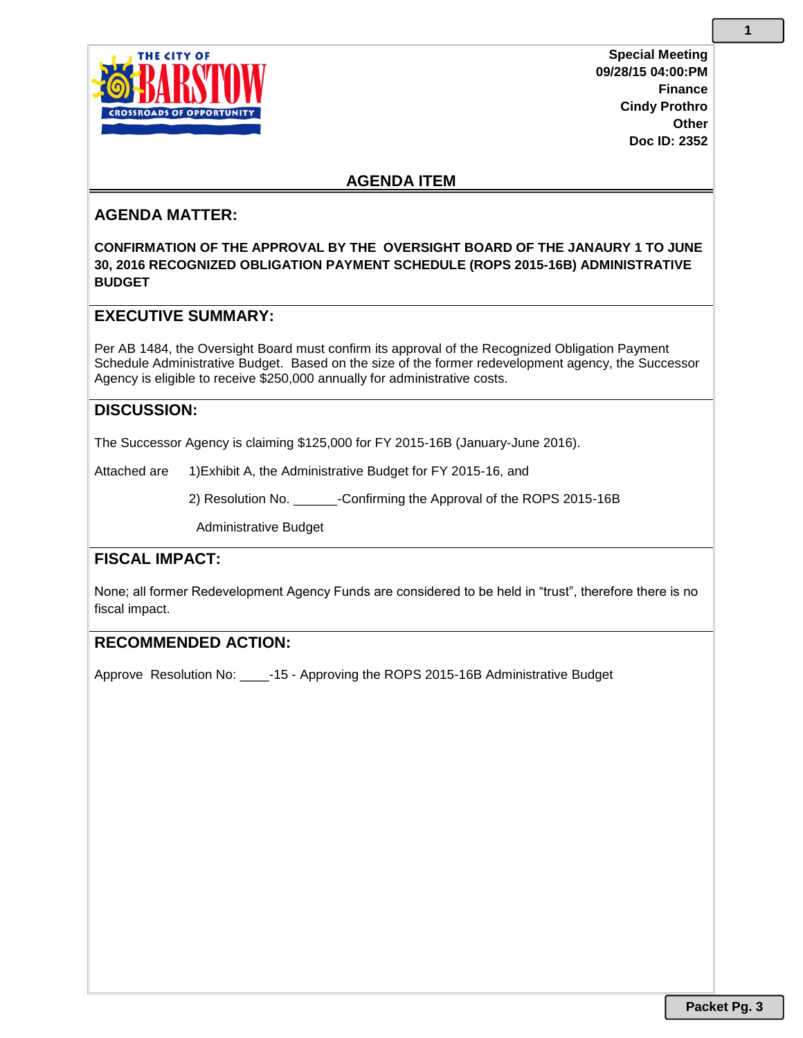THE CITY OF BARSTOW
CROSSROADS OF OPPORTUNITY

**Special Meeting**
**09/28/15 04:00:PM**
**Finance**
**Cindy Prothro**
**Other**
**Doc ID: 2352**

## AGENDA ITEM

## AGENDA MATTER:

**CONFIRMATION OF THE APPROVAL BY THE OVERSIGHT BOARD OF THE JANAURY 1 TO JUNE 30, 2016 RECOGNIZED OBLIGATION PAYMENT SCHEDULE (ROPS 2015-16B) ADMINISTRATIVE BUDGET**

## EXECUTIVE SUMMARY:

Per AB 1484, the Oversight Board must confirm its approval of the Recognized Obligation Payment Schedule Administrative Budget. Based on the size of the former redevelopment agency, the Successor Agency is eligible to receive $250,000 annually for administrative costs.

## DISCUSSION:

The Successor Agency is claiming $125,000 for FY 2015-16B (January-June 2016).

Attached are 1)Exhibit A, the Administrative Budget for FY 2015-16, and

2) Resolution No. ______-Confirming the Approval of the ROPS 2015-16B Administrative Budget

## FISCAL IMPACT:

None; all former Redevelopment Agency Funds are considered to be held in "trust", therefore there is no fiscal impact.

## RECOMMENDED ACTION:

Approve Resolution No: ____-15 - Approving the ROPS 2015-16B Administrative Budget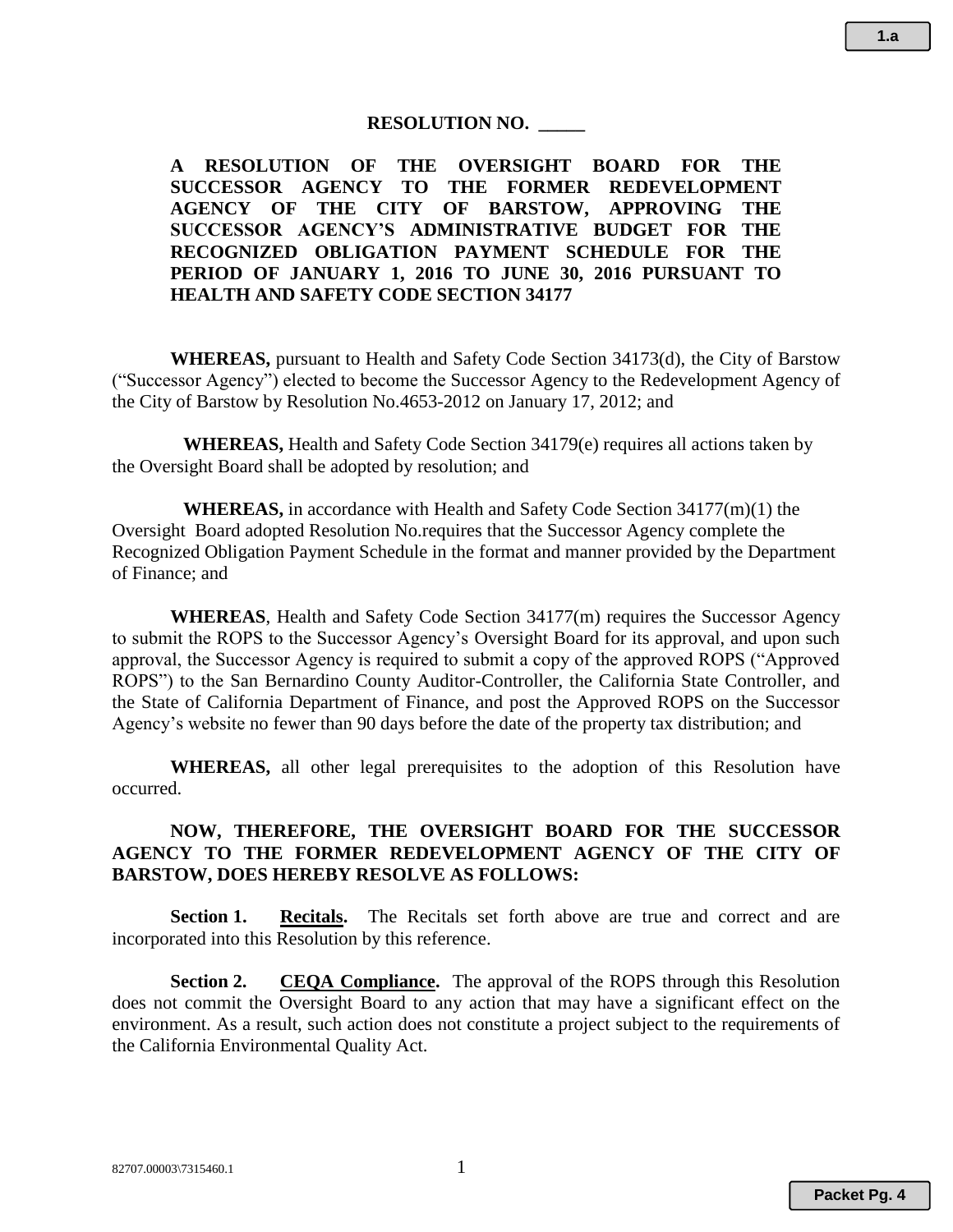**RESOLUTION NO. _____**

**A RESOLUTION OF THE OVERSIGHT BOARD FOR THE SUCCESSOR AGENCY TO THE FORMER REDEVELOPMENT AGENCY OF THE CITY OF BARSTOW, APPROVING THE SUCCESSOR AGENCY'S ADMINISTRATIVE BUDGET FOR THE RECOGNIZED OBLIGATION PAYMENT SCHEDULE FOR THE PERIOD OF JANUARY 1, 2016 TO JUNE 30, 2016 PURSUANT TO HEALTH AND SAFETY CODE SECTION 34177**

**WHEREAS,** pursuant to Health and Safety Code Section 34173(d), the City of Barstow ("Successor Agency") elected to become the Successor Agency to the Redevelopment Agency of the City of Barstow by Resolution No.4653-2012 on January 17, 2012; and

**WHEREAS,** Health and Safety Code Section 34179(e) requires all actions taken by the Oversight Board shall be adopted by resolution; and

**WHEREAS,** in accordance with Health and Safety Code Section 34177(m)(1) the Oversight Board adopted Resolution No.requires that the Successor Agency complete the Recognized Obligation Payment Schedule in the format and manner provided by the Department of Finance; and

**WHEREAS**, Health and Safety Code Section 34177(m) requires the Successor Agency to submit the ROPS to the Successor Agency's Oversight Board for its approval, and upon such approval, the Successor Agency is required to submit a copy of the approved ROPS ("Approved ROPS") to the San Bernardino County Auditor-Controller, the California State Controller, and the State of California Department of Finance, and post the Approved ROPS on the Successor Agency's website no fewer than 90 days before the date of the property tax distribution; and

**WHEREAS,** all other legal prerequisites to the adoption of this Resolution have occurred.

**NOW, THEREFORE, THE OVERSIGHT BOARD FOR THE SUCCESSOR AGENCY TO THE FORMER REDEVELOPMENT AGENCY OF THE CITY OF BARSTOW, DOES HEREBY RESOLVE AS FOLLOWS:**

**Section 1.** **Recitals.** The Recitals set forth above are true and correct and are incorporated into this Resolution by this reference.

**Section 2.** **CEQA Compliance.** The approval of the ROPS through this Resolution does not commit the Oversight Board to any action that may have a significant effect on the environment. As a result, such action does not constitute a project subject to the requirements of the California Environmental Quality Act.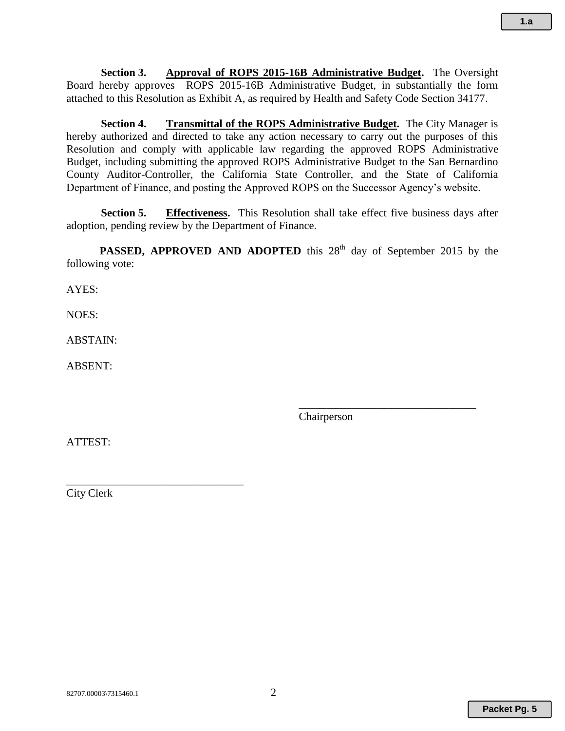**Section 3. Approval of ROPS 2015-16B Administrative Budget.** The Oversight Board hereby approves ROPS 2015-16B Administrative Budget, in substantially the form attached to this Resolution as Exhibit A, as required by Health and Safety Code Section 34177.

**Section 4. Transmittal of the ROPS Administrative Budget.** The City Manager is hereby authorized and directed to take any action necessary to carry out the purposes of this Resolution and comply with applicable law regarding the approved ROPS Administrative Budget, including submitting the approved ROPS Administrative Budget to the San Bernardino County Auditor-Controller, the California State Controller, and the State of California Department of Finance, and posting the Approved ROPS on the Successor Agency's website.

**Section 5. Effectiveness.** This Resolution shall take effect five business days after adoption, pending review by the Department of Finance.

**PASSED, APPROVED AND ADOPTED** this 28th day of September 2015 by the following vote:

AYES:

NOES:

ABSTAIN:

ABSENT:

\_\_\_\_\_\_\_\_\_\_\_\_\_\_\_\_\_\_\_\_\_\_\_\_\_\_\_\_\_\_\_\_
Chairperson

ATTEST:

\_\_\_\_\_\_\_\_\_\_\_\_\_\_\_\_\_\_\_\_\_\_\_\_\_\_\_\_\_\_\_\_
City Clerk

82707.00003\7315460.1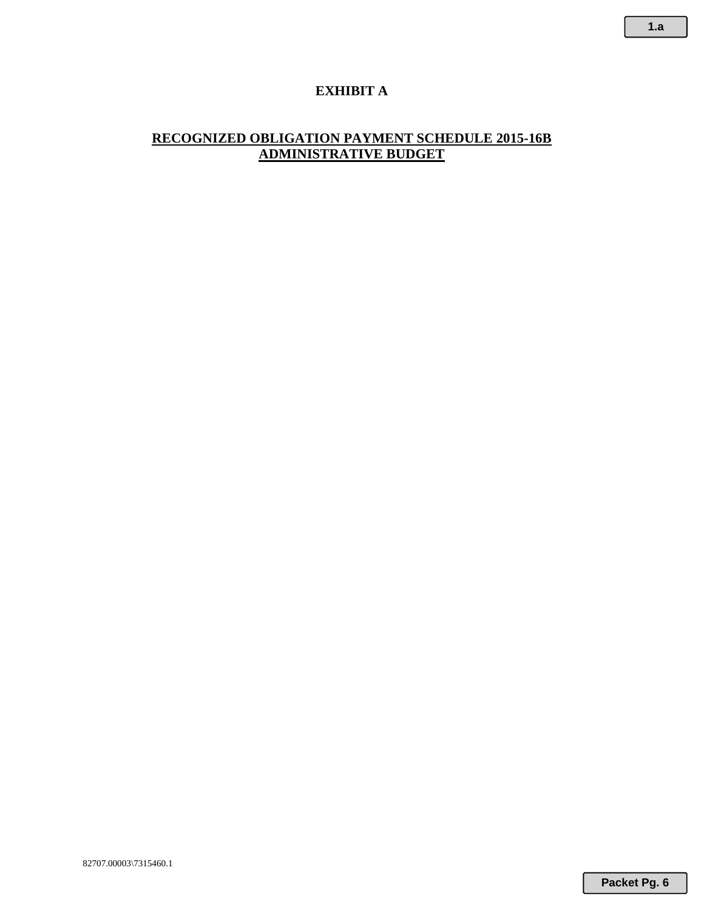# EXHIBIT A

## RECOGNIZED OBLIGATION PAYMENT SCHEDULE 2015-16B ADMINISTRATIVE BUDGET

82707.00003\7315460.1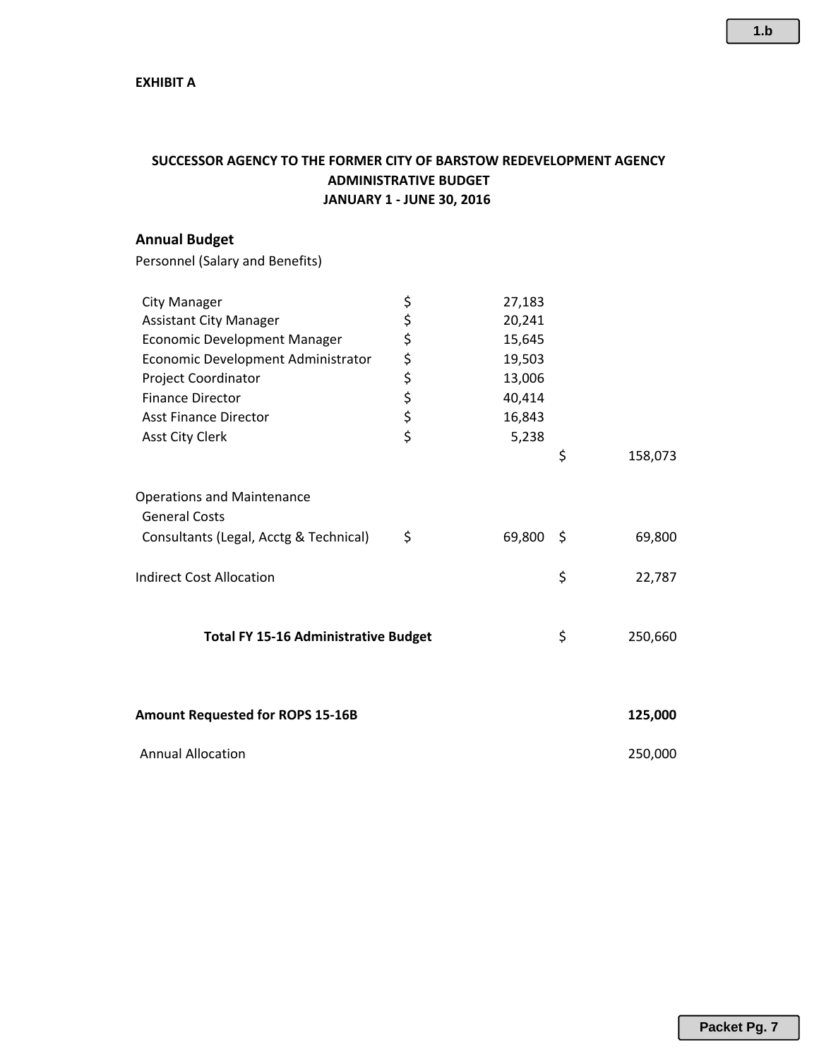**EXHIBIT A**

**SUCCESSOR AGENCY TO THE FORMER CITY OF BARSTOW REDEVELOPMENT AGENCY**
**ADMINISTRATIVE BUDGET**
**JANUARY 1 - JUNE 30, 2016**

## Annual Budget

Personnel (Salary and Benefits)

| | | | | |
|---|---|---|---|---|
| City Manager | $ | 27,183 | | |
| Assistant City Manager | $ | 20,241 | | |
| Economic Development Manager | $ | 15,645 | | |
| Economic Development Administrator | $ | 19,503 | | |
| Project Coordinator | $ | 13,006 | | |
| Finance Director | $ | 40,414 | | |
| Asst Finance Director | $ | 16,843 | | |
| Asst City Clerk | $ | 5,238 | | |
| | | | $ | 158,073 |
| Operations and Maintenance | | | | |
| General Costs | | | | |
| Consultants (Legal, Acctg & Technical) | $ | 69,800 | $ | 69,800 |
| Indirect Cost Allocation | | | $ | 22,787 |
| **Total FY 15-16 Administrative Budget** | | | $ | 250,660 |
| **Amount Requested for ROPS 15-16B** | | | | **125,000** |
| Annual Allocation | | | | 250,000 |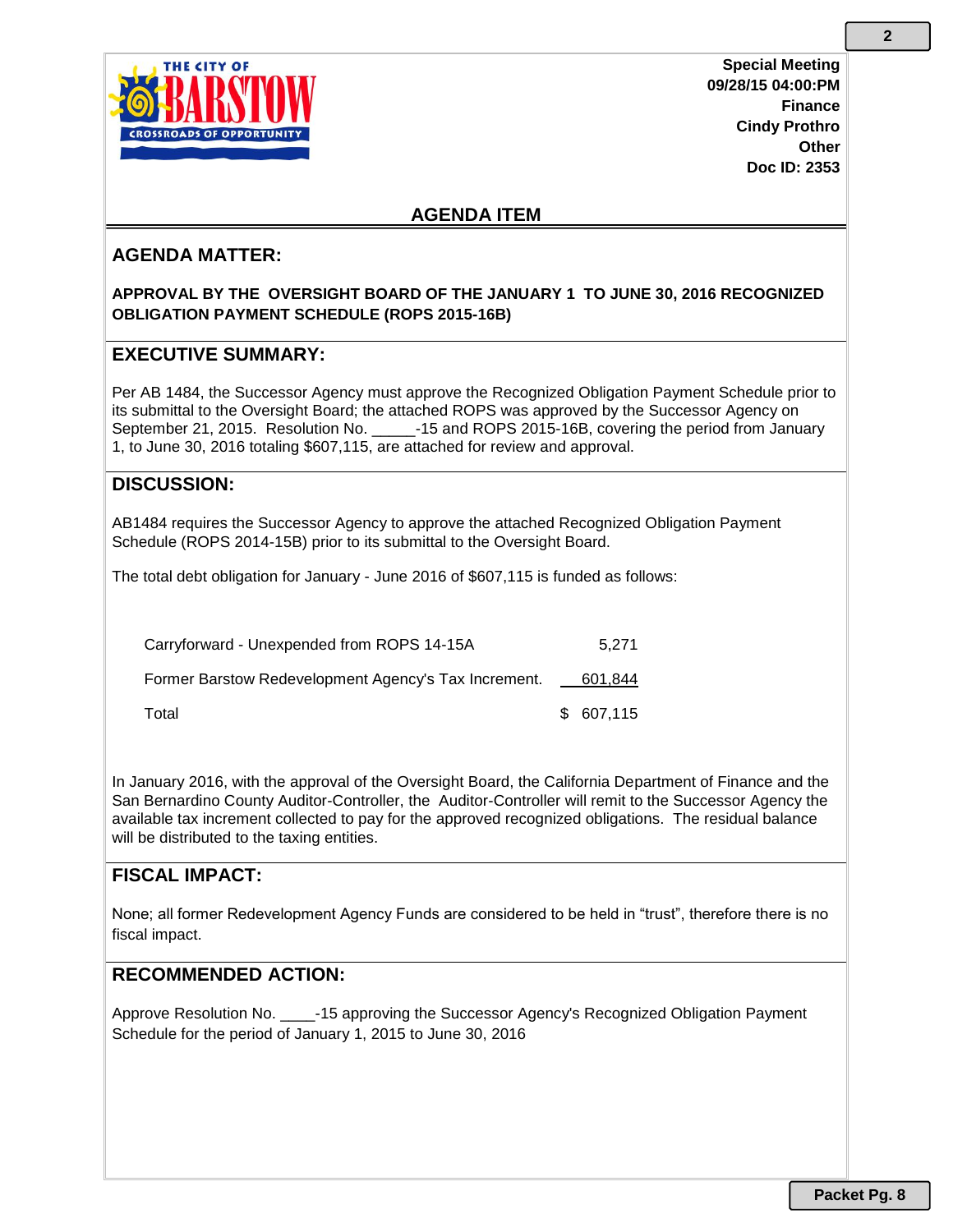Special Meeting
09/28/15 04:00:PM
Finance
Cindy Prothro
Other
Doc ID: 2353

## AGENDA ITEM

## AGENDA MATTER:

**APPROVAL BY THE OVERSIGHT BOARD OF THE JANUARY 1 TO JUNE 30, 2016 RECOGNIZED OBLIGATION PAYMENT SCHEDULE (ROPS 2015-16B)**

## EXECUTIVE SUMMARY:

Per AB 1484, the Successor Agency must approve the Recognized Obligation Payment Schedule prior to its submittal to the Oversight Board; the attached ROPS was approved by the Successor Agency on September 21, 2015. Resolution No. _____-15 and ROPS 2015-16B, covering the period from January 1, to June 30, 2016 totaling $607,115, are attached for review and approval.

## DISCUSSION:

AB1484 requires the Successor Agency to approve the attached Recognized Obligation Payment Schedule (ROPS 2014-15B) prior to its submittal to the Oversight Board.

The total debt obligation for January - June 2016 of $607,115 is funded as follows:

| | |
|---|---|
| Carryforward - Unexpended from ROPS 14-15A | 5,271 |
| Former Barstow Redevelopment Agency's Tax Increment. | 601,844 |
| Total | $ 607,115 |

In January 2016, with the approval of the Oversight Board, the California Department of Finance and the San Bernardino County Auditor-Controller, the Auditor-Controller will remit to the Successor Agency the available tax increment collected to pay for the approved recognized obligations. The residual balance will be distributed to the taxing entities.

## FISCAL IMPACT:

None; all former Redevelopment Agency Funds are considered to be held in "trust", therefore there is no fiscal impact.

## RECOMMENDED ACTION:

Approve Resolution No. ____-15 approving the Successor Agency's Recognized Obligation Payment Schedule for the period of January 1, 2015 to June 30, 2016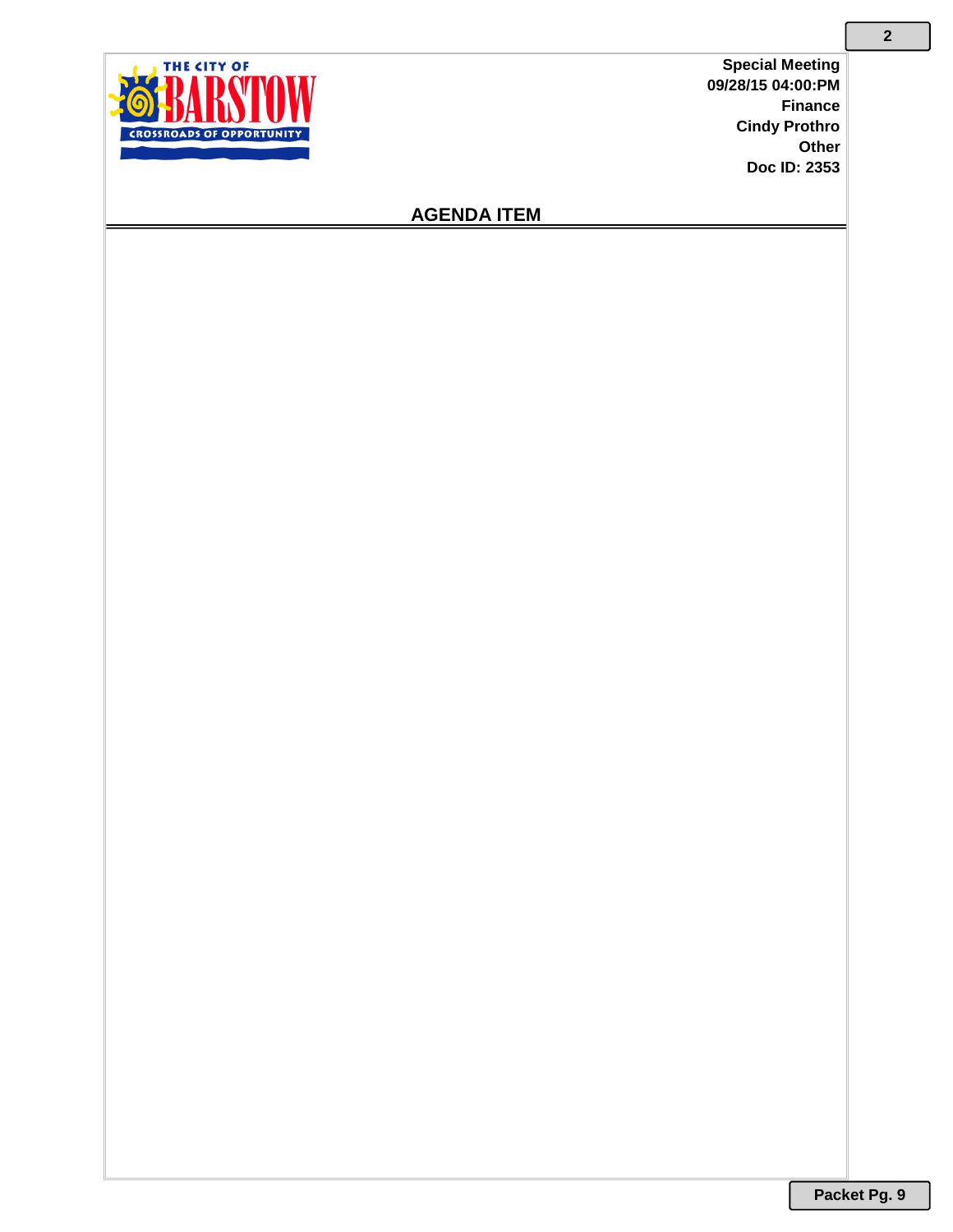Special Meeting
09/28/15 04:00:PM
Finance
Cindy Prothro
Other
Doc ID: 2353

## AGENDA ITEM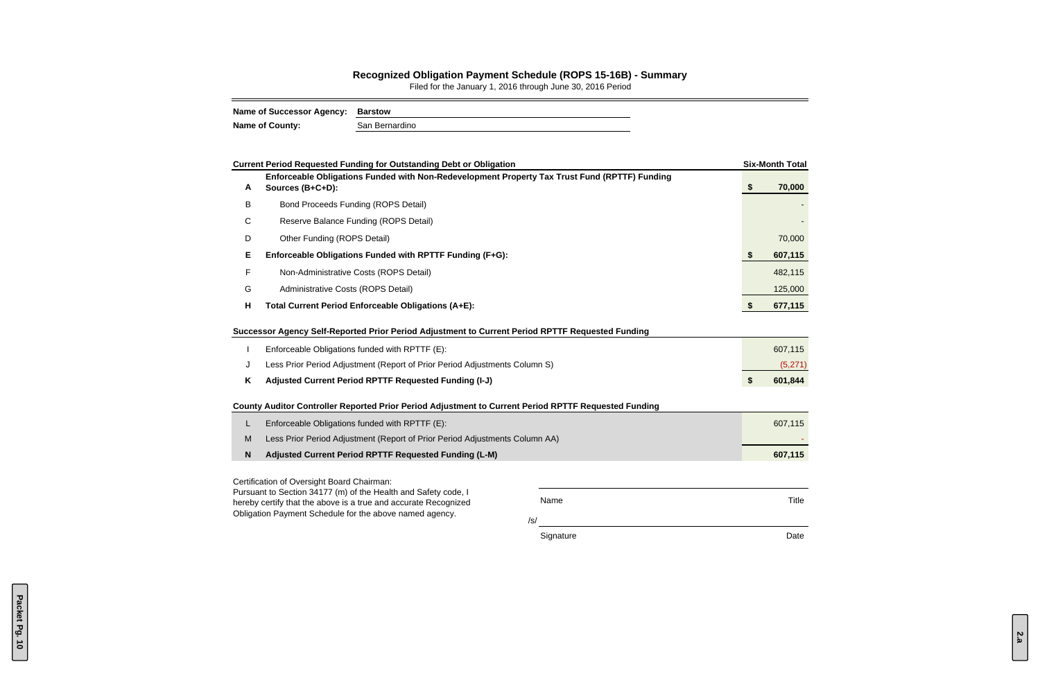## Recognized Obligation Payment Schedule (ROPS 15-16B) - Summary

Filed for the January 1, 2016 through June 30, 2016 Period

**Name of Successor Agency:** **Barstow**

**Name of County:** San Bernardino

| | Current Period Requested Funding for Outstanding Debt or Obligation | Six-Month Total |
|---|---|---|
| **A** | **Enforceable Obligations Funded with Non-Redevelopment Property Tax Trust Fund (RPTTF) Funding Sources (B+C+D):** | **$ 70,000** |
| B | Bond Proceeds Funding (ROPS Detail) | - |
| C | Reserve Balance Funding (ROPS Detail) | - |
| D | Other Funding (ROPS Detail) | 70,000 |
| **E** | **Enforceable Obligations Funded with RPTTF Funding (F+G):** | **$ 607,115** |
| F | Non-Administrative Costs (ROPS Detail) | 482,115 |
| G | Administrative Costs (ROPS Detail) | 125,000 |
| **H** | **Total Current Period Enforceable Obligations (A+E):** | **$ 677,115** |

**Successor Agency Self-Reported Prior Period Adjustment to Current Period RPTTF Requested Funding**

| | | |
|---|---|---|
| I | Enforceable Obligations funded with RPTTF (E): | 607,115 |
| J | Less Prior Period Adjustment (Report of Prior Period Adjustments Column S) | (5,271) |
| **K** | **Adjusted Current Period RPTTF Requested Funding (I-J)** | **$ 601,844** |

**County Auditor Controller Reported Prior Period Adjustment to Current Period RPTTF Requested Funding**

| | | |
|---|---|---|
| L | Enforceable Obligations funded with RPTTF (E): | 607,115 |
| M | Less Prior Period Adjustment (Report of Prior Period Adjustments Column AA) | - |
| **N** | **Adjusted Current Period RPTTF Requested Funding (L-M)** | **607,115** |

Certification of Oversight Board Chairman:
Pursuant to Section 34177 (m) of the Health and Safety code, I hereby certify that the above is a true and accurate Recognized Obligation Payment Schedule for the above named agency.

Name Title

/s/

Signature Date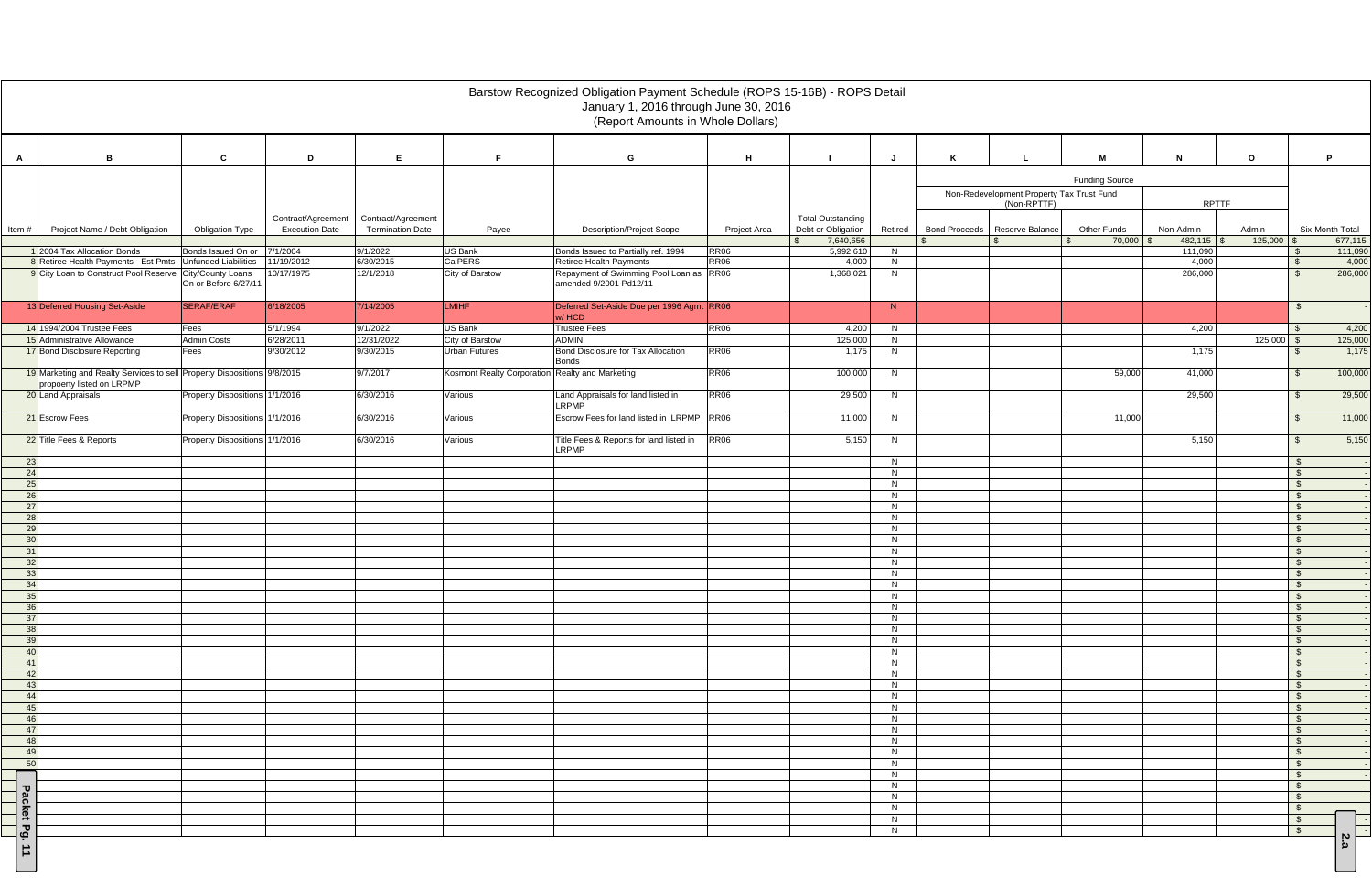# Barstow Recognized Obligation Payment Schedule (ROPS 15-16B) - ROPS Detail

January 1, 2016 through June 30, 2016

(Report Amounts in Whole Dollars)

| A | B | C | D | E | F | G | H | I | J | K | L | M | N | O | P |
|---|---|---|---|---|---|---|---|---|---|---|---|---|---|---|---|
| | | | | | | | | | | Funding Source | | | | | |
| | | | | | | | | | | Non-Redevelopment Property Tax Trust Fund (Non-RPTTF) | | | RPTTF | | |
| Item # | Project Name / Debt Obligation | Obligation Type | Contract/Agreement Execution Date | Contract/Agreement Termination Date | Payee | Description/Project Scope | Project Area | Total Outstanding Debt or Obligation | Retired | Bond Proceeds | Reserve Balance | Other Funds | Non-Admin | Admin | Six-Month Total |
| | | | | | | | | $ 7,640,656 | | $ - | $ - | $ 70,000 | $ 482,115 | $ 125,000 | $ 677,115 |
| 1 | 2004 Tax Allocation Bonds | Bonds Issued On or Before 12/31/10 | 7/1/2004 | 9/1/2022 | US Bank | Bonds Issued to Partially ref. 1994 | RR06 | 5,992,610 | N | | | | 111,090 | | $ 111,090 |
| 8 | Retiree Health Payments - Est Pmts | Unfunded Liabilities | 11/19/2012 | 6/30/2015 | CalPERS | Retiree Health Payments | RR06 | 4,000 | N | | | | 4,000 | | $ 4,000 |
| 9 | City Loan to Construct Pool Reserve | City/County Loans On or Before 6/27/11 | 10/17/1975 | 12/1/2018 | City of Barstow | Repayment of Swimming Pool Loan as amended 9/2001 Pd12/11 | RR06 | 1,368,021 | N | | | | 286,000 | | $ 286,000 |
| 13 | Deferred Housing Set-Aside | SERAF/ERAF | 6/18/2005 | 7/14/2005 | LMIHF | Deferred Set-Aside Due per 1996 Agmt w/ HCD | RR06 | | N | | | | | | $ - |
| 14 | 1994/2004 Trustee Fees | Fees | 5/1/1994 | 9/1/2022 | US Bank | Trustee Fees | RR06 | 4,200 | N | | | | 4,200 | | $ 4,200 |
| 15 | Administrative Allowance | Admin Costs | 6/28/2011 | 12/31/2022 | City of Barstow | ADMIN | | 125,000 | N | | | | | 125,000 | $ 125,000 |
| 17 | Bond Disclosure Reporting | Fees | 9/30/2012 | 9/30/2015 | Urban Futures | Bond Disclosure for Tax Allocation Bonds | RR06 | 1,175 | N | | | | 1,175 | | $ 1,175 |
| 19 | Marketing and Realty Services to sell propoerty listed on LRPMP | Property Dispositions | 9/8/2015 | 9/7/2017 | Kosmont Realty Corporation | Realty and Marketing | RR06 | 100,000 | N | | | 59,000 | 41,000 | | $ 100,000 |
| 20 | Land Appraisals | Property Dispositions | 1/1/2016 | 6/30/2016 | Various | Land Appraisals for land listed in LRPMP | RR06 | 29,500 | N | | | | 29,500 | | $ 29,500 |
| 21 | Escrow Fees | Property Dispositions | 1/1/2016 | 6/30/2016 | Various | Escrow Fees for land listed in LRPMP | RR06 | 11,000 | N | | | 11,000 | | | $ 11,000 |
| 22 | Title Fees & Reports | Property Dispositions | 1/1/2016 | 6/30/2016 | Various | Title Fees & Reports for land listed in LRPMP | RR06 | 5,150 | N | | | | 5,150 | | $ 5,150 |
| 23 | | | | | | | | | N | | | | | | $ - |
| 24 | | | | | | | | | N | | | | | | $ - |
| 25 | | | | | | | | | N | | | | | | $ - |
| 26 | | | | | | | | | N | | | | | | $ - |
| 27 | | | | | | | | | N | | | | | | $ - |
| 28 | | | | | | | | | N | | | | | | $ - |
| 29 | | | | | | | | | N | | | | | | $ - |
| 30 | | | | | | | | | N | | | | | | $ - |
| 31 | | | | | | | | | N | | | | | | $ - |
| 32 | | | | | | | | | N | | | | | | $ - |
| 33 | | | | | | | | | N | | | | | | $ - |
| 34 | | | | | | | | | N | | | | | | $ - |
| 35 | | | | | | | | | N | | | | | | $ - |
| 36 | | | | | | | | | N | | | | | | $ - |
| 37 | | | | | | | | | N | | | | | | $ - |
| 38 | | | | | | | | | N | | | | | | $ - |
| 39 | | | | | | | | | N | | | | | | $ - |
| 40 | | | | | | | | | N | | | | | | $ - |
| 41 | | | | | | | | | N | | | | | | $ - |
| 42 | | | | | | | | | N | | | | | | $ - |
| 43 | | | | | | | | | N | | | | | | $ - |
| 44 | | | | | | | | | N | | | | | | $ - |
| 45 | | | | | | | | | N | | | | | | $ - |
| 46 | | | | | | | | | N | | | | | | $ - |
| 47 | | | | | | | | | N | | | | | | $ - |
| 48 | | | | | | | | | N | | | | | | $ - |
| 49 | | | | | | | | | N | | | | | | $ - |
| 50 | | | | | | | | | N | | | | | | $ - |
| | | | | | | | | | N | | | | | | $ - |
| | | | | | | | | | N | | | | | | $ - |
| | | | | | | | | | N | | | | | | $ - |
| | | | | | | | | | N | | | | | | $ - |
| | | | | | | | | | N | | | | | | $ - |
| | | | | | | | | | N | | | | | | $ - |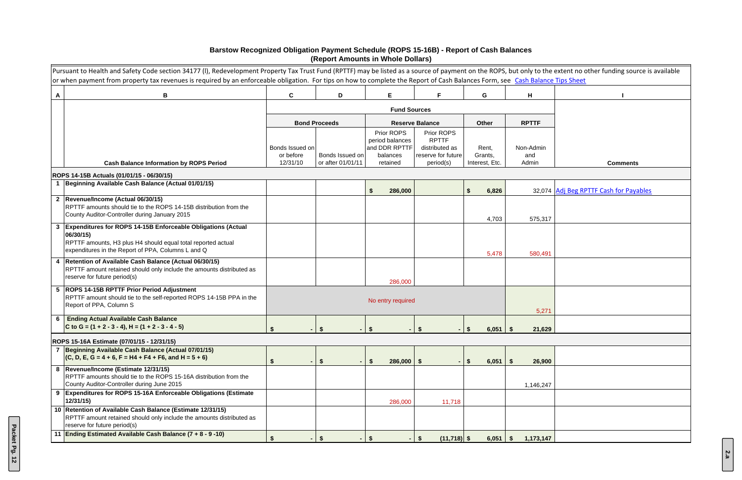# Barstow Recognized Obligation Payment Schedule (ROPS 15-16B) - Report of Cash Balances
## (Report Amounts in Whole Dollars)

Pursuant to Health and Safety Code section 34177 (l), Redevelopment Property Tax Trust Fund (RPTTF) may be listed as a source of payment on the ROPS, but only to the extent no other funding source is available or when payment from property tax revenues is required by an enforceable obligation. For tips on how to complete the Report of Cash Balances Form, see Cash Balance Tips Sheet

| A | B | C | D | E | F | G | H | I |
|---|---|---|---|---|---|---|---|---|
| | | Fund Sources | | | | | | |
| | | Bond Proceeds | | Reserve Balance | | Other | RPTTF | |
| | Cash Balance Information by ROPS Period | Bonds Issued on or before 12/31/10 | Bonds Issued on or after 01/01/11 | Prior ROPS period balances and DDR RPTTF balances retained | Prior ROPS RPTTF distributed as reserve for future period(s) | Rent, Grants, Interest, Etc. | Non-Admin and Admin | Comments |
| **ROPS 14-15B Actuals (01/01/15 - 06/30/15)** | | | | | | | | |
| 1 | **Beginning Available Cash Balance (Actual 01/01/15)** | | | $ 286,000 | | $ 6,826 | 32,074 | Adj Beg RPTTF Cash for Payables |
| 2 | **Revenue/Income (Actual 06/30/15)** RPTTF amounts should tie to the ROPS 14-15B distribution from the County Auditor-Controller during January 2015 | | | | | 4,703 | 575,317 | |
| 3 | **Expenditures for ROPS 14-15B Enforceable Obligations (Actual 06/30/15)** RPTTF amounts, H3 plus H4 should equal total reported actual expenditures in the Report of PPA, Columns L and Q | | | | | 5,478 | 580,491 | |
| 4 | **Retention of Available Cash Balance (Actual 06/30/15)** RPTTF amount retained should only include the amounts distributed as reserve for future period(s) | | | 286,000 | | | | |
| 5 | **ROPS 14-15B RPTTF Prior Period Adjustment** RPTTF amount should tie to the self-reported ROPS 14-15B PPA in the Report of PPA, Column S | No entry required | | | | | 5,271 | |
| 6 | **Ending Actual Available Cash Balance** C to G = (1 + 2 - 3 - 4), H = (1 + 2 - 3 - 4 - 5) | $ - | $ - | $ - | $ - | $ 6,051 | $ 21,629 | |
| **ROPS 15-16A Estimate (07/01/15 - 12/31/15)** | | | | | | | | |
| 7 | **Beginning Available Cash Balance (Actual 07/01/15)** (C, D, E, G = 4 + 6, F = H4 + F4 + F6, and H = 5 + 6) | $ - | $ - | $ 286,000 | $ - | $ 6,051 | $ 26,900 | |
| 8 | **Revenue/Income (Estimate 12/31/15)** RPTTF amounts should tie to the ROPS 15-16A distribution from the County Auditor-Controller during June 2015 | | | | | | 1,146,247 | |
| 9 | **Expenditures for ROPS 15-16A Enforceable Obligations (Estimate 12/31/15)** | | | 286,000 | 11,718 | | | |
| 10 | **Retention of Available Cash Balance (Estimate 12/31/15)** RPTTF amount retained should only include the amounts distributed as reserve for future period(s) | | | | | | | |
| 11 | **Ending Estimated Available Cash Balance (7 + 8 - 9 -10)** | $ - | $ - | $ - | $ (11,718) | $ 6,051 | $ 1,173,147 | |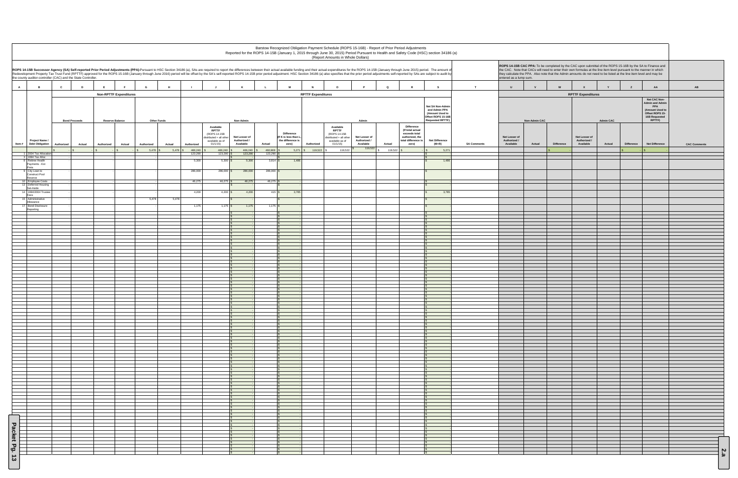Barstow Recognized Obligation Payment Schedule (ROPS 15-16B) - Report of Prior Period Adjustments
Reported for the ROPS 14-15B (January 1, 2015 through June 30, 2015) Period Pursuant to Health and Safety Code (HSC) section 34186 (a)
(Report Amounts in Whole Dollars)

**ROPS 14-15B Successor Agency (SA) Self-reported Prior Period Adjustments (PPA):** Pursuant to HSC Section 34186 (a), SAs are required to report the differences between their actual available funding and their actual expenditures for the ROPS 14-15B (January through June 2015) period. The amount of Redevelopment Property Tax Trust Fund (RPTTF) approved for the ROPS 15-16B (January through June 2016) period will be offset by the SA's self-reported ROPS 14-15B prior period adjustment. HSC Section 34186 (a) also specifies that the prior period adjustments self-reported by SAs are subject to audit by the county auditor-controller (CAC) and the State Controller.

**ROPS 14-15B CAC PPA:** To be completed by the CAC upon submittal of the ROPS 15-16B by the SA to Finance and the CAC. Note that CACs will need to enter their own formulas at the line item level pursuant to the manner in which they calculate the PPA. Also note that the Admin amounts do not need to be listed at the line item level and may be entered as a lump sum.

| A | B | C | D | E | F | G | H | I | J | K | L | M | N | O | P | Q | R | S | T | U | V | W | X | Y | Z | AA | AB |
|---|---|---|---|---|---|---|---|---|---|---|---|---|---|---|---|---|---|---|---|---|---|---|---|---|---|---|---|
| | | Non-RPTTF Expenditures | | | | | | RPTTF Expenditures | | | | | | | | | | | | RPTTF Expenditures | | | | | | | |
| | | Bond Proceeds | | Reserve Balance | | Other Funds | | Non-Admin | | | | | Admin | | | | | Net SA Non-Admin and Admin PPA (Amount Used to Offset ROPS 15-16B Requested RPTTF) | | Non-Admin CAC | | | Admin CAC | | | Net CAC Non-Admin and Admin PPA (Amount Used to Offset ROPS 15-16B Requested RPTTF) | |
| Item # | Project Name / Debt Obligation | Authorized | Actual | Authorized | Actual | Authorized | Actual | Authorized | Available RPTTF (ROPS 14-15B distributed + all other available as of 01/1/15) | Net Lesser of Authorized / Available | Actual | Difference (If K is less than L, the difference is zero) | Authorized | Available RPTTF (ROPS 14-15B distributed + all other available as of 01/1/15) | Net Lesser of Authorized / Available | Actual | Difference (If total actual exceeds total authorized, the total difference is zero) | Net Difference (M+R) | SA Comments | Net Lesser of Authorized / Available | Actual | Difference | Net Lesser of Authorized / Available | Actual | Difference | Net Difference | CAC Comments |
| | | $ - | $ - | $ - | $ - | $ 5,478 | $ 5,478 | $ 466,240 | $ 466,240 | $ 466,240 | $ 460,969 | $ 5,271 | $ 119,522 | $ 119,522 | $ 119,522 | $ 119,522 | $ - | $ 5,271 | | | | $ - | | | $ - | $ - | |
| 1 | 2004 Tax Allocation | - | | - | | - | | 123,290 | 123,290 | $ 123,290 | 123,290 | $ - | | | | | | $ - | | | | | | | | | |
| 3 | 1994 Tax Alloc | - | | - | | - | | - | - | $ - | | $ - | | | | | | $ - | | | | | | | | | |
| 8 | Retiree Health Payments - Est Pmts | - | | - | | - | | 5,300 | 5,300 | $ 5,300 | 3,814 | $ 1,486 | | | | | | $ 1,486 | | | | | | | | | |
| 9 | City Loan to Construct Pool Reserve | - | | - | | - | | 286,000 | 286,000 | $ 286,000 | 286,000 | $ - | | | | | | $ - | | | | | | | | | |
| 10 | Employee Costs | - | | - | | - | | 46,275 | 46,275 | $ 46,275 | 46,275 | $ - | | | | | | $ - | | | | | | | | | |
| 13 | Deferred Housing Set-Aside | - | | - | | - | | - | - | $ - | | $ - | | | | | | $ - | | | | | | | | | |
| 14 | 1994/2004 Trustee Fees | - | | - | | - | | 4,200 | 4,200 | $ 4,200 | 415 | $ 3,785 | | | | | | $ 3,785 | | | | | | | | | |
| 15 | Administrative Allowance | - | | - | | 5,478 | 5,478 | - | - | $ - | | $ - | | | | | | $ - | | | | | | | | | |
| 17 | Bond Disclosure Reporting | - | | - | | - | | 1,175 | 1,175 | $ 1,175 | 1,175 | $ - | | | | | | $ - | | | | | | | | | |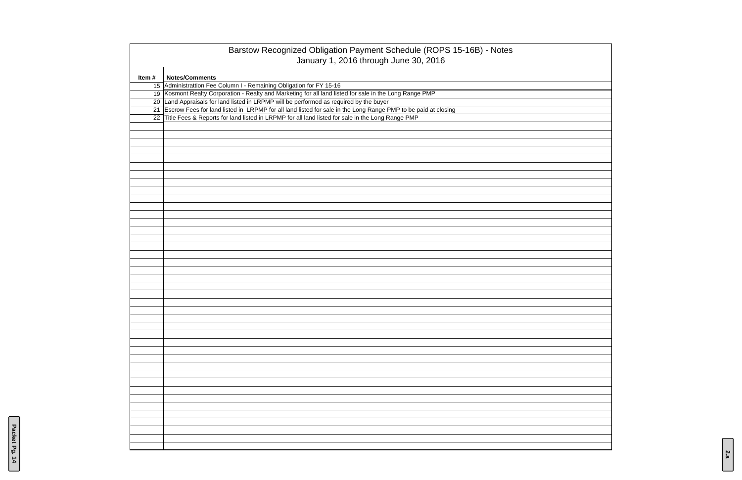# Barstow Recognized Obligation Payment Schedule (ROPS 15-16B) - Notes

## January 1, 2016 through June 30, 2016

| Item # | Notes/Comments |
|---|---|
| 15 | Administrattion Fee Column I - Remaining Obligation for FY 15-16 |
| 19 | Kosmont Realty Corporation - Realty and Marketing for all land listed for sale in the Long Range PMP |
| 20 | Land Appraisals for land listed in LRPMP will be performed as required by the buyer |
| 21 | Escrow Fees for land listed in LRPMP for all land listed for sale in the Long Range PMP to be paid at closing |
| 22 | Title Fees & Reports for land listed in LRPMP for all land listed for sale in the Long Range PMP |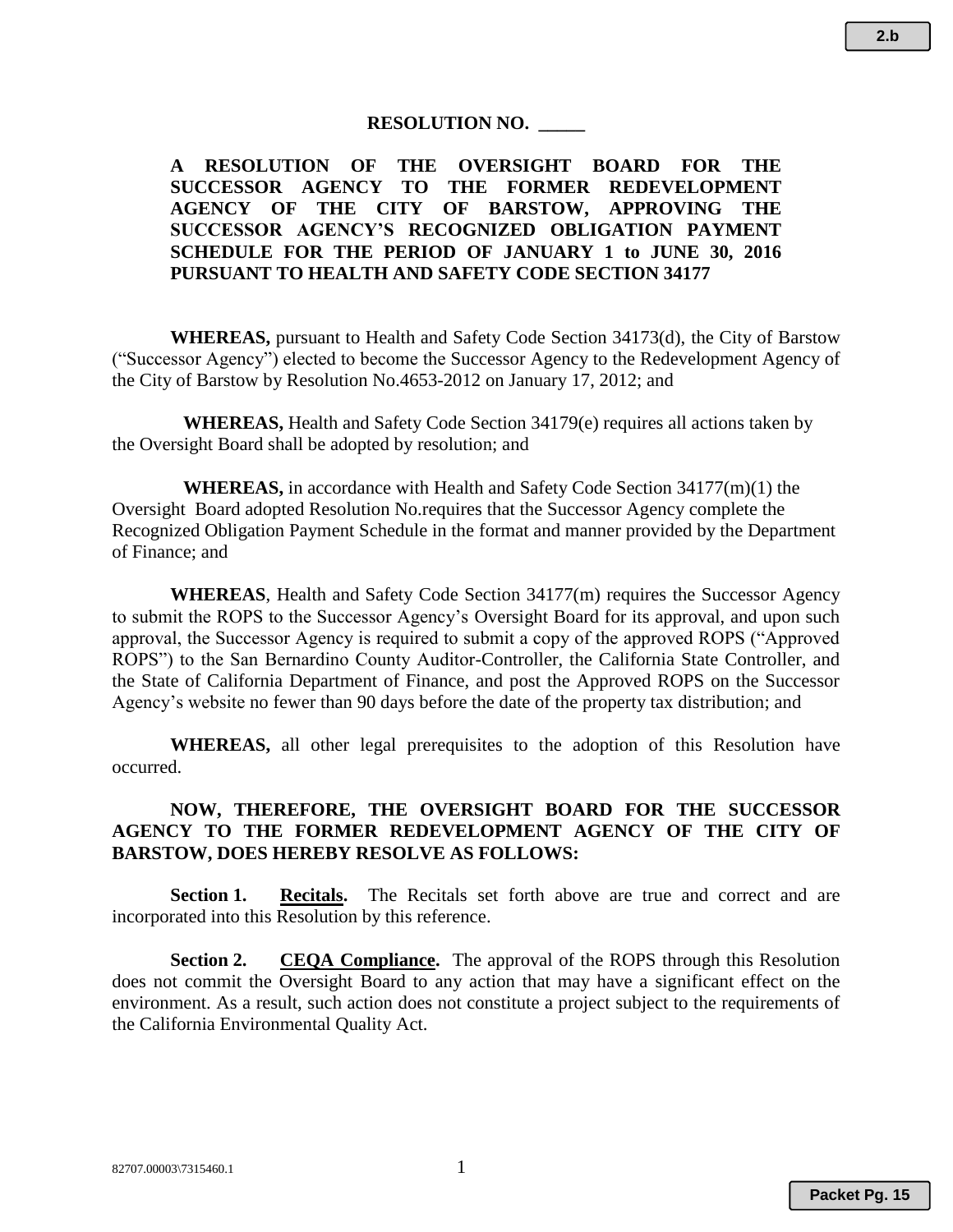**RESOLUTION NO. _____**

**A RESOLUTION OF THE OVERSIGHT BOARD FOR THE SUCCESSOR AGENCY TO THE FORMER REDEVELOPMENT AGENCY OF THE CITY OF BARSTOW, APPROVING THE SUCCESSOR AGENCY'S RECOGNIZED OBLIGATION PAYMENT SCHEDULE FOR THE PERIOD OF JANUARY 1 to JUNE 30, 2016 PURSUANT TO HEALTH AND SAFETY CODE SECTION 34177**

**WHEREAS,** pursuant to Health and Safety Code Section 34173(d), the City of Barstow ("Successor Agency") elected to become the Successor Agency to the Redevelopment Agency of the City of Barstow by Resolution No.4653-2012 on January 17, 2012; and

**WHEREAS,** Health and Safety Code Section 34179(e) requires all actions taken by the Oversight Board shall be adopted by resolution; and

**WHEREAS,** in accordance with Health and Safety Code Section 34177(m)(1) the Oversight Board adopted Resolution No.requires that the Successor Agency complete the Recognized Obligation Payment Schedule in the format and manner provided by the Department of Finance; and

**WHEREAS**, Health and Safety Code Section 34177(m) requires the Successor Agency to submit the ROPS to the Successor Agency's Oversight Board for its approval, and upon such approval, the Successor Agency is required to submit a copy of the approved ROPS ("Approved ROPS") to the San Bernardino County Auditor-Controller, the California State Controller, and the State of California Department of Finance, and post the Approved ROPS on the Successor Agency's website no fewer than 90 days before the date of the property tax distribution; and

**WHEREAS,** all other legal prerequisites to the adoption of this Resolution have occurred.

**NOW, THEREFORE, THE OVERSIGHT BOARD FOR THE SUCCESSOR AGENCY TO THE FORMER REDEVELOPMENT AGENCY OF THE CITY OF BARSTOW, DOES HEREBY RESOLVE AS FOLLOWS:**

**Section 1.** **Recitals.** The Recitals set forth above are true and correct and are incorporated into this Resolution by this reference.

**Section 2.** **CEQA Compliance.** The approval of the ROPS through this Resolution does not commit the Oversight Board to any action that may have a significant effect on the environment. As a result, such action does not constitute a project subject to the requirements of the California Environmental Quality Act.

82707.00003\7315460.1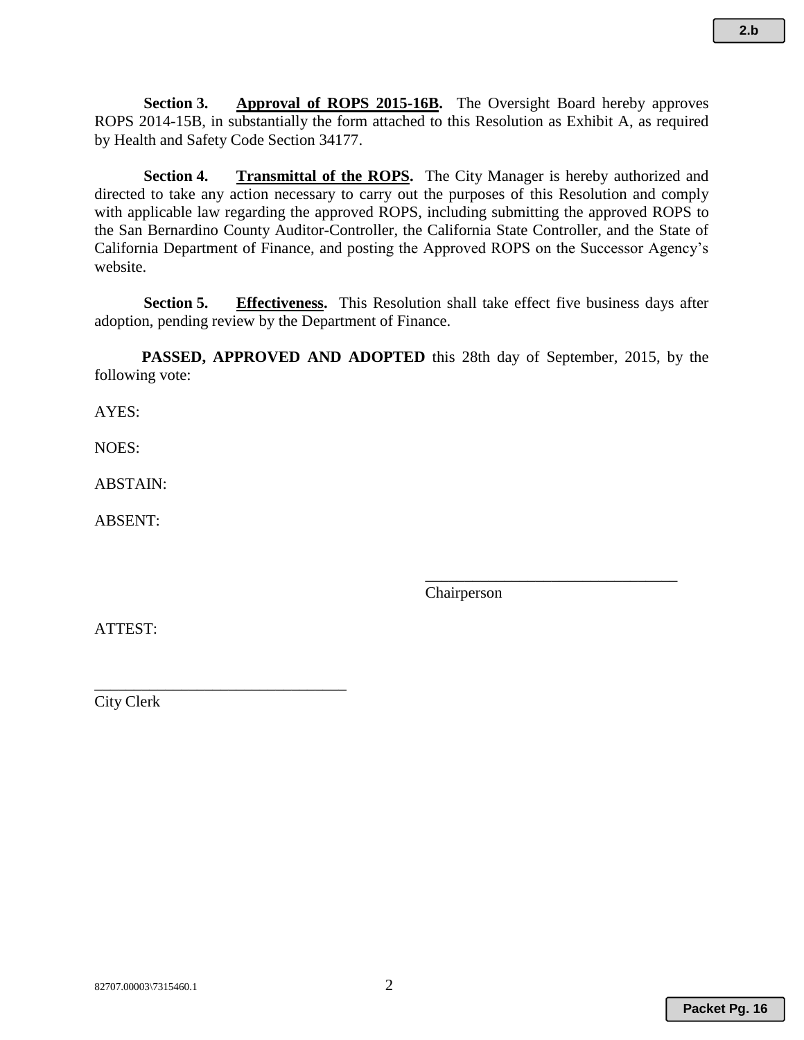**Section 3.** **Approval of ROPS 2015-16B.** The Oversight Board hereby approves ROPS 2014-15B, in substantially the form attached to this Resolution as Exhibit A, as required by Health and Safety Code Section 34177.

**Section 4.** **Transmittal of the ROPS.** The City Manager is hereby authorized and directed to take any action necessary to carry out the purposes of this Resolution and comply with applicable law regarding the approved ROPS, including submitting the approved ROPS to the San Bernardino County Auditor-Controller, the California State Controller, and the State of California Department of Finance, and posting the Approved ROPS on the Successor Agency's website.

**Section 5.** **Effectiveness.** This Resolution shall take effect five business days after adoption, pending review by the Department of Finance.

**PASSED, APPROVED AND ADOPTED** this 28th day of September, 2015, by the following vote:

AYES:

NOES:

ABSTAIN:

ABSENT:

\_\_\_\_\_\_\_\_\_\_\_\_\_\_\_\_\_\_\_\_\_\_\_\_\_\_\_\_\_\_\_\_
Chairperson

ATTEST:

\_\_\_\_\_\_\_\_\_\_\_\_\_\_\_\_\_\_\_\_\_\_\_\_\_\_\_\_\_\_\_\_
City Clerk

82707.00003\7315460.1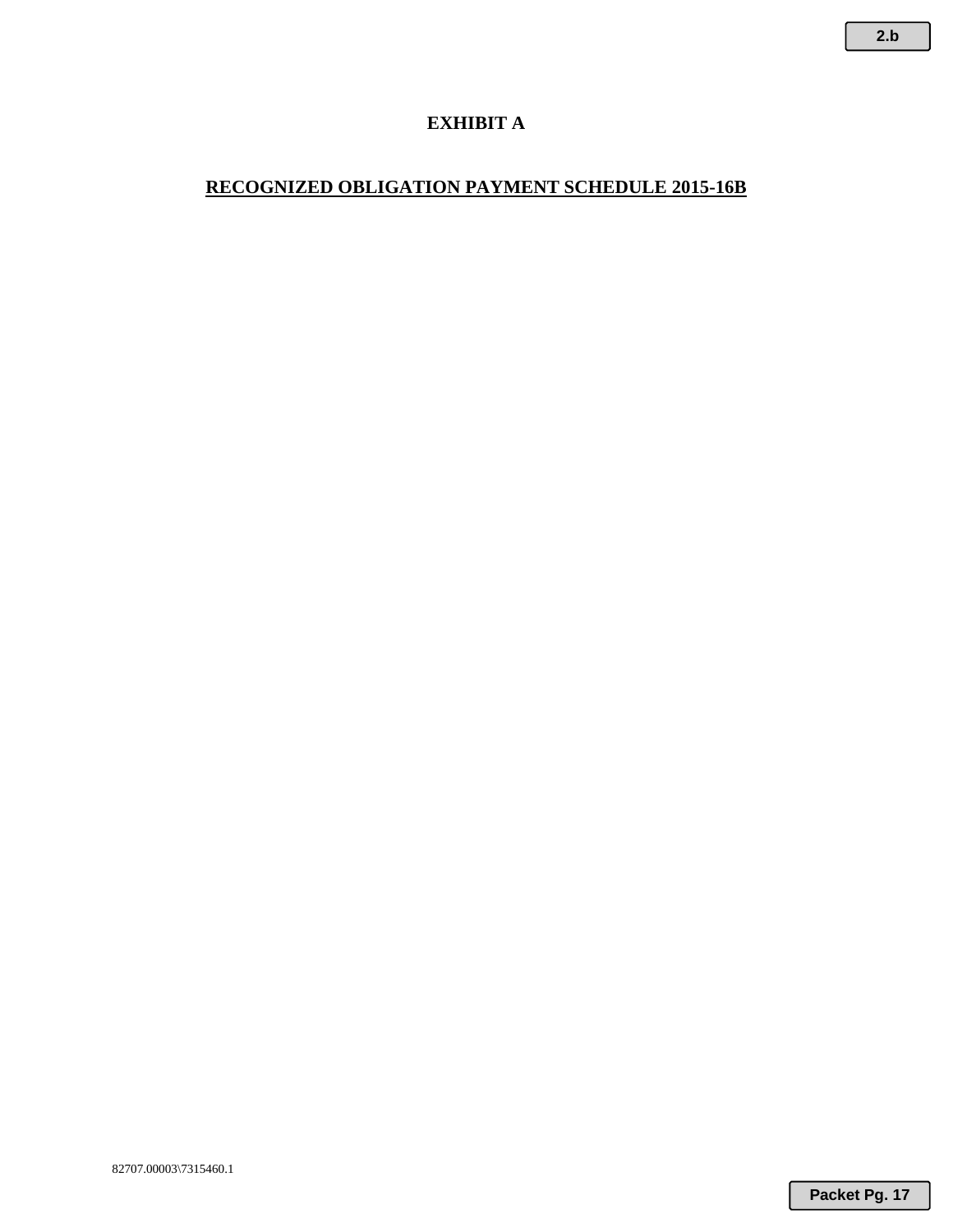# EXHIBIT A

## RECOGNIZED OBLIGATION PAYMENT SCHEDULE 2015-16B

82707.00003\7315460.1